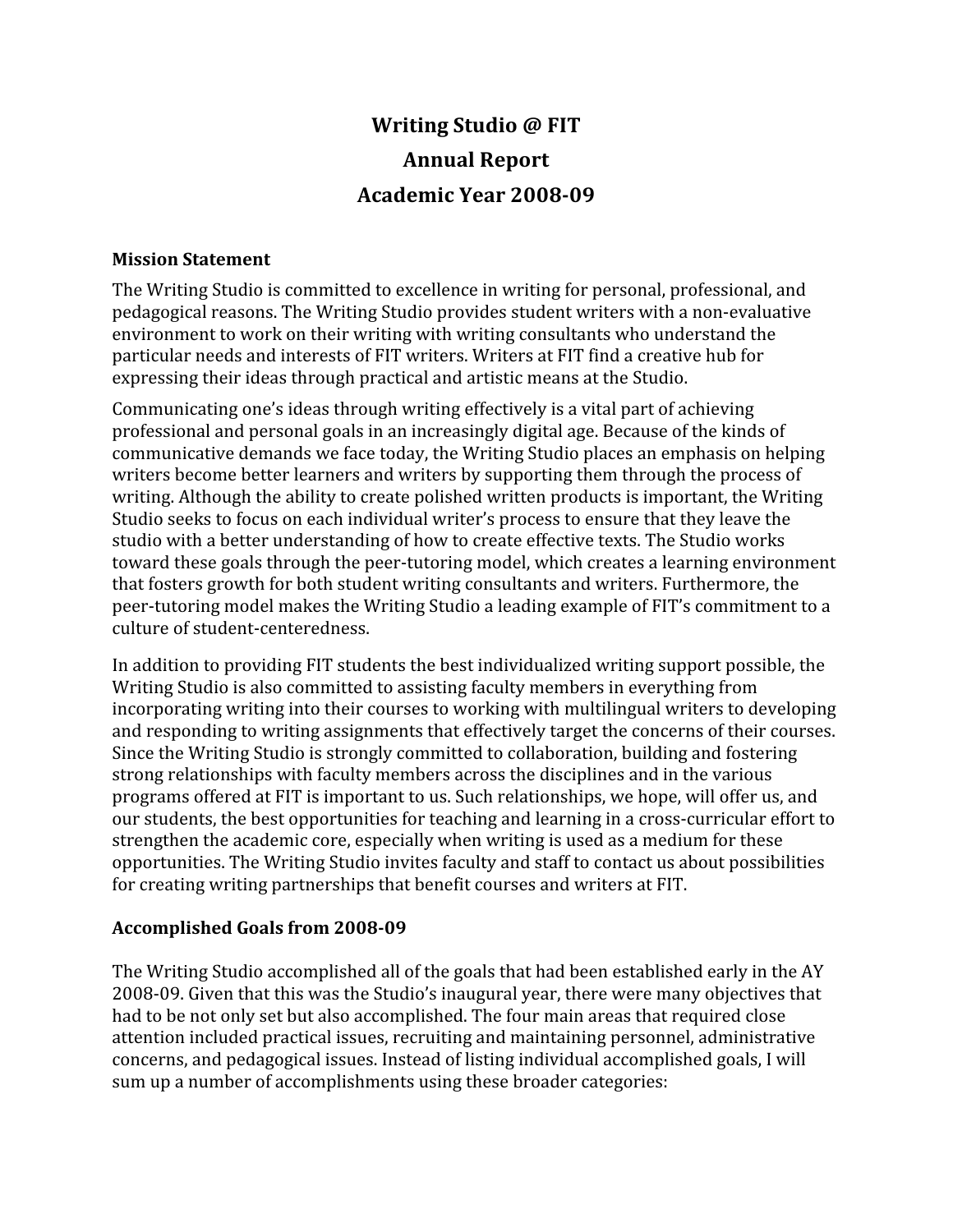# Writing Studio @ FIT
# Annual Report
# Academic Year 2008-09

## Mission Statement

The Writing Studio is committed to excellence in writing for personal, professional, and pedagogical reasons. The Writing Studio provides student writers with a non-evaluative environment to work on their writing with writing consultants who understand the particular needs and interests of FIT writers. Writers at FIT find a creative hub for expressing their ideas through practical and artistic means at the Studio.

Communicating one's ideas through writing effectively is a vital part of achieving professional and personal goals in an increasingly digital age. Because of the kinds of communicative demands we face today, the Writing Studio places an emphasis on helping writers become better learners and writers by supporting them through the process of writing. Although the ability to create polished written products is important, the Writing Studio seeks to focus on each individual writer's process to ensure that they leave the studio with a better understanding of how to create effective texts. The Studio works toward these goals through the peer-tutoring model, which creates a learning environment that fosters growth for both student writing consultants and writers. Furthermore, the peer-tutoring model makes the Writing Studio a leading example of FIT's commitment to a culture of student-centeredness.

In addition to providing FIT students the best individualized writing support possible, the Writing Studio is also committed to assisting faculty members in everything from incorporating writing into their courses to working with multilingual writers to developing and responding to writing assignments that effectively target the concerns of their courses. Since the Writing Studio is strongly committed to collaboration, building and fostering strong relationships with faculty members across the disciplines and in the various programs offered at FIT is important to us. Such relationships, we hope, will offer us, and our students, the best opportunities for teaching and learning in a cross-curricular effort to strengthen the academic core, especially when writing is used as a medium for these opportunities. The Writing Studio invites faculty and staff to contact us about possibilities for creating writing partnerships that benefit courses and writers at FIT.

## Accomplished Goals from 2008-09

The Writing Studio accomplished all of the goals that had been established early in the AY 2008-09. Given that this was the Studio's inaugural year, there were many objectives that had to be not only set but also accomplished. The four main areas that required close attention included practical issues, recruiting and maintaining personnel, administrative concerns, and pedagogical issues. Instead of listing individual accomplished goals, I will sum up a number of accomplishments using these broader categories: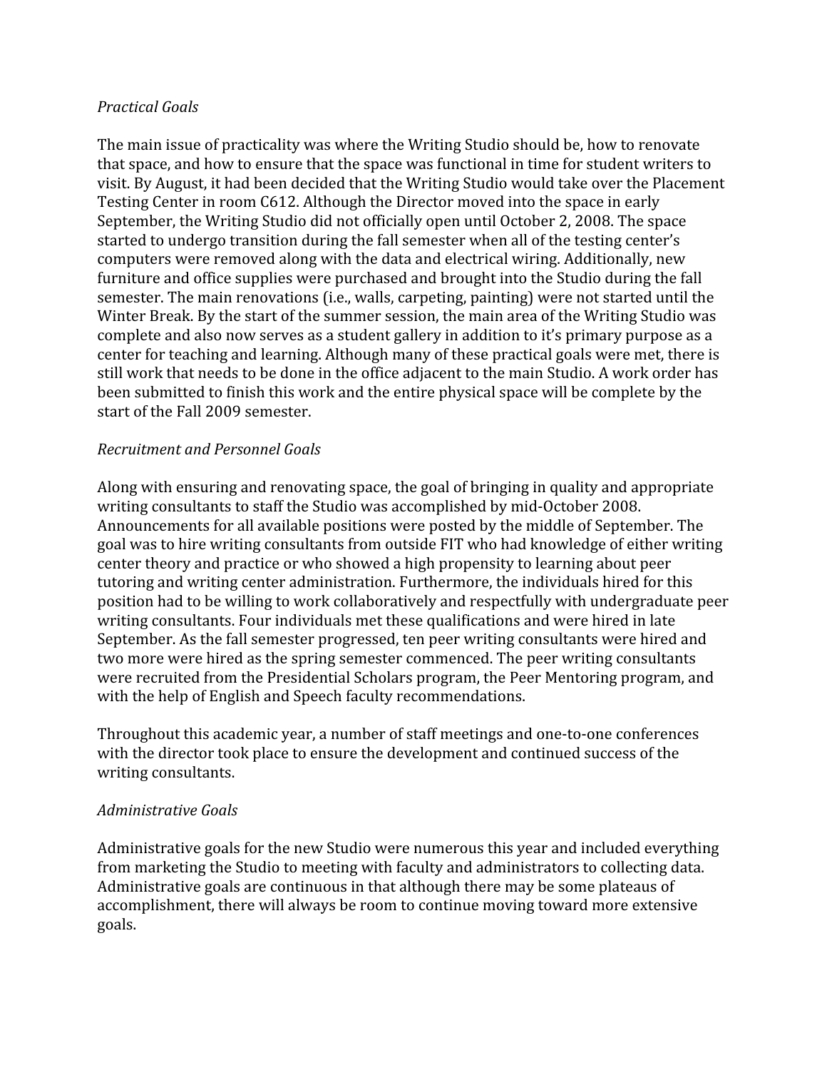*Practical Goals*

The main issue of practicality was where the Writing Studio should be, how to renovate that space, and how to ensure that the space was functional in time for student writers to visit. By August, it had been decided that the Writing Studio would take over the Placement Testing Center in room C612. Although the Director moved into the space in early September, the Writing Studio did not officially open until October 2, 2008. The space started to undergo transition during the fall semester when all of the testing center's computers were removed along with the data and electrical wiring. Additionally, new furniture and office supplies were purchased and brought into the Studio during the fall semester. The main renovations (i.e., walls, carpeting, painting) were not started until the Winter Break. By the start of the summer session, the main area of the Writing Studio was complete and also now serves as a student gallery in addition to it's primary purpose as a center for teaching and learning. Although many of these practical goals were met, there is still work that needs to be done in the office adjacent to the main Studio. A work order has been submitted to finish this work and the entire physical space will be complete by the start of the Fall 2009 semester.

*Recruitment and Personnel Goals*

Along with ensuring and renovating space, the goal of bringing in quality and appropriate writing consultants to staff the Studio was accomplished by mid-October 2008. Announcements for all available positions were posted by the middle of September. The goal was to hire writing consultants from outside FIT who had knowledge of either writing center theory and practice or who showed a high propensity to learning about peer tutoring and writing center administration. Furthermore, the individuals hired for this position had to be willing to work collaboratively and respectfully with undergraduate peer writing consultants. Four individuals met these qualifications and were hired in late September. As the fall semester progressed, ten peer writing consultants were hired and two more were hired as the spring semester commenced. The peer writing consultants were recruited from the Presidential Scholars program, the Peer Mentoring program, and with the help of English and Speech faculty recommendations.

Throughout this academic year, a number of staff meetings and one-to-one conferences with the director took place to ensure the development and continued success of the writing consultants.

*Administrative Goals*

Administrative goals for the new Studio were numerous this year and included everything from marketing the Studio to meeting with faculty and administrators to collecting data. Administrative goals are continuous in that although there may be some plateaus of accomplishment, there will always be room to continue moving toward more extensive goals.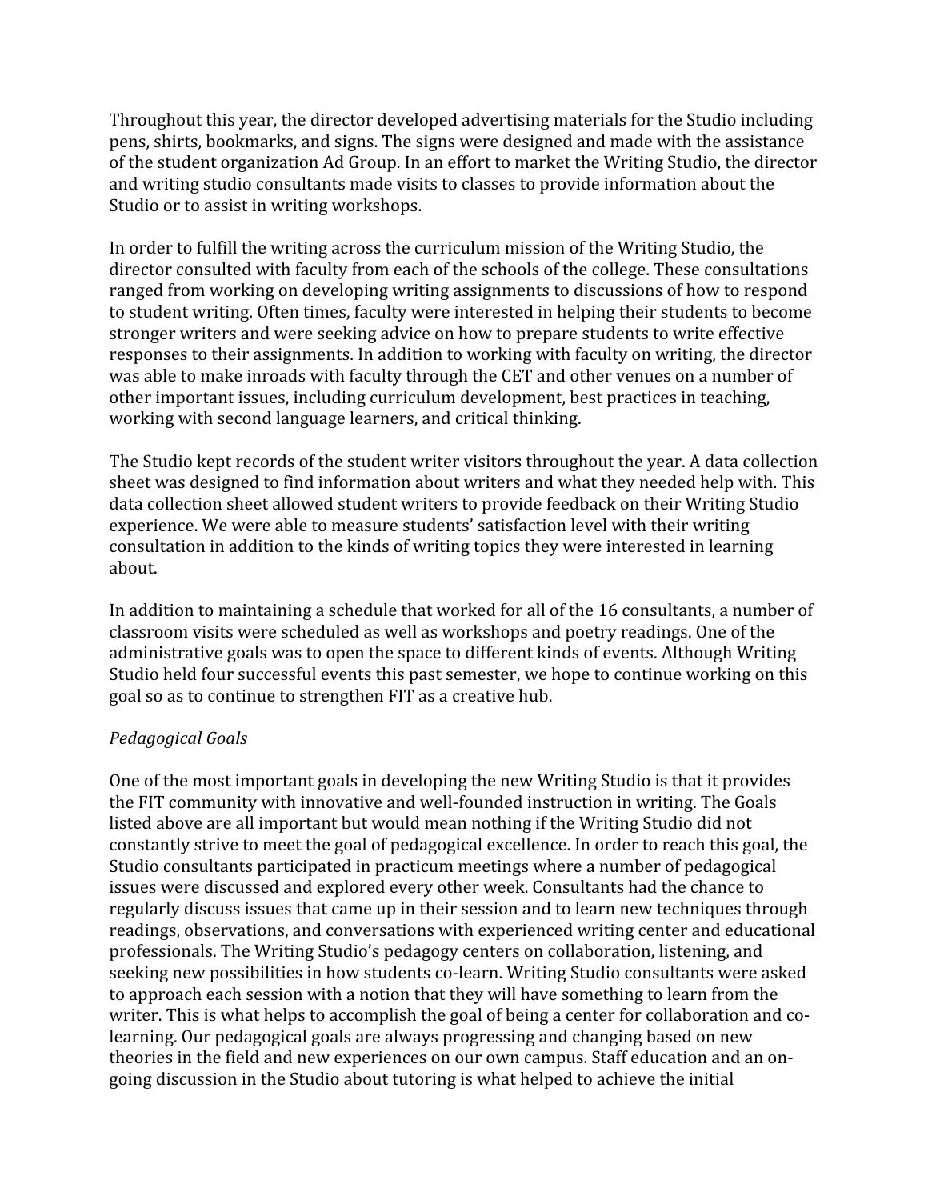Throughout this year, the director developed advertising materials for the Studio including pens, shirts, bookmarks, and signs. The signs were designed and made with the assistance of the student organization Ad Group. In an effort to market the Writing Studio, the director and writing studio consultants made visits to classes to provide information about the Studio or to assist in writing workshops.

In order to fulfill the writing across the curriculum mission of the Writing Studio, the director consulted with faculty from each of the schools of the college. These consultations ranged from working on developing writing assignments to discussions of how to respond to student writing. Often times, faculty were interested in helping their students to become stronger writers and were seeking advice on how to prepare students to write effective responses to their assignments. In addition to working with faculty on writing, the director was able to make inroads with faculty through the CET and other venues on a number of other important issues, including curriculum development, best practices in teaching, working with second language learners, and critical thinking.

The Studio kept records of the student writer visitors throughout the year. A data collection sheet was designed to find information about writers and what they needed help with. This data collection sheet allowed student writers to provide feedback on their Writing Studio experience. We were able to measure students' satisfaction level with their writing consultation in addition to the kinds of writing topics they were interested in learning about.

In addition to maintaining a schedule that worked for all of the 16 consultants, a number of classroom visits were scheduled as well as workshops and poetry readings. One of the administrative goals was to open the space to different kinds of events. Although Writing Studio held four successful events this past semester, we hope to continue working on this goal so as to continue to strengthen FIT as a creative hub.

*Pedagogical Goals*

One of the most important goals in developing the new Writing Studio is that it provides the FIT community with innovative and well-founded instruction in writing. The Goals listed above are all important but would mean nothing if the Writing Studio did not constantly strive to meet the goal of pedagogical excellence. In order to reach this goal, the Studio consultants participated in practicum meetings where a number of pedagogical issues were discussed and explored every other week. Consultants had the chance to regularly discuss issues that came up in their session and to learn new techniques through readings, observations, and conversations with experienced writing center and educational professionals. The Writing Studio's pedagogy centers on collaboration, listening, and seeking new possibilities in how students co-learn. Writing Studio consultants were asked to approach each session with a notion that they will have something to learn from the writer. This is what helps to accomplish the goal of being a center for collaboration and co-learning. Our pedagogical goals are always progressing and changing based on new theories in the field and new experiences on our own campus. Staff education and an on-going discussion in the Studio about tutoring is what helped to achieve the initial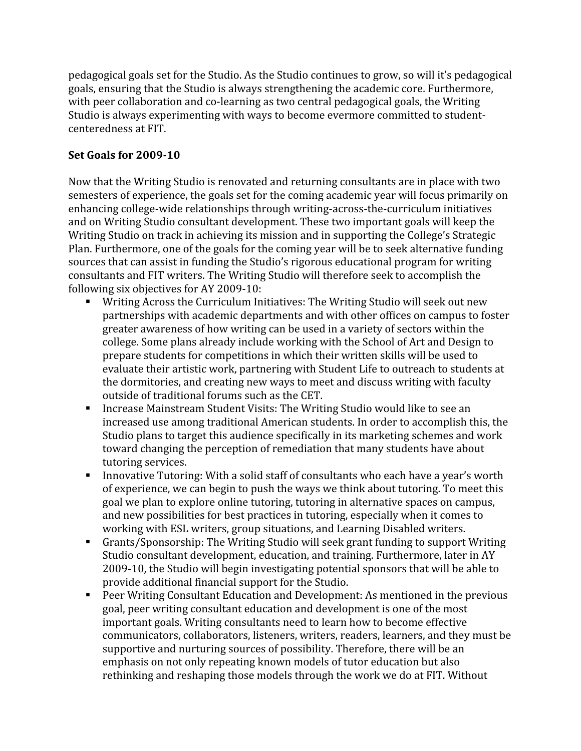pedagogical goals set for the Studio. As the Studio continues to grow, so will it's pedagogical goals, ensuring that the Studio is always strengthening the academic core. Furthermore, with peer collaboration and co-learning as two central pedagogical goals, the Writing Studio is always experimenting with ways to become evermore committed to student-centeredness at FIT.

**Set Goals for 2009-10**

Now that the Writing Studio is renovated and returning consultants are in place with two semesters of experience, the goals set for the coming academic year will focus primarily on enhancing college-wide relationships through writing-across-the-curriculum initiatives and on Writing Studio consultant development. These two important goals will keep the Writing Studio on track in achieving its mission and in supporting the College's Strategic Plan. Furthermore, one of the goals for the coming year will be to seek alternative funding sources that can assist in funding the Studio's rigorous educational program for writing consultants and FIT writers. The Writing Studio will therefore seek to accomplish the following six objectives for AY 2009-10:

- Writing Across the Curriculum Initiatives: The Writing Studio will seek out new partnerships with academic departments and with other offices on campus to foster greater awareness of how writing can be used in a variety of sectors within the college. Some plans already include working with the School of Art and Design to prepare students for competitions in which their written skills will be used to evaluate their artistic work, partnering with Student Life to outreach to students at the dormitories, and creating new ways to meet and discuss writing with faculty outside of traditional forums such as the CET.
- Increase Mainstream Student Visits: The Writing Studio would like to see an increased use among traditional American students. In order to accomplish this, the Studio plans to target this audience specifically in its marketing schemes and work toward changing the perception of remediation that many students have about tutoring services.
- Innovative Tutoring: With a solid staff of consultants who each have a year's worth of experience, we can begin to push the ways we think about tutoring. To meet this goal we plan to explore online tutoring, tutoring in alternative spaces on campus, and new possibilities for best practices in tutoring, especially when it comes to working with ESL writers, group situations, and Learning Disabled writers.
- Grants/Sponsorship: The Writing Studio will seek grant funding to support Writing Studio consultant development, education, and training. Furthermore, later in AY 2009-10, the Studio will begin investigating potential sponsors that will be able to provide additional financial support for the Studio.
- Peer Writing Consultant Education and Development: As mentioned in the previous goal, peer writing consultant education and development is one of the most important goals. Writing consultants need to learn how to become effective communicators, collaborators, listeners, writers, readers, learners, and they must be supportive and nurturing sources of possibility. Therefore, there will be an emphasis on not only repeating known models of tutor education but also rethinking and reshaping those models through the work we do at FIT. Without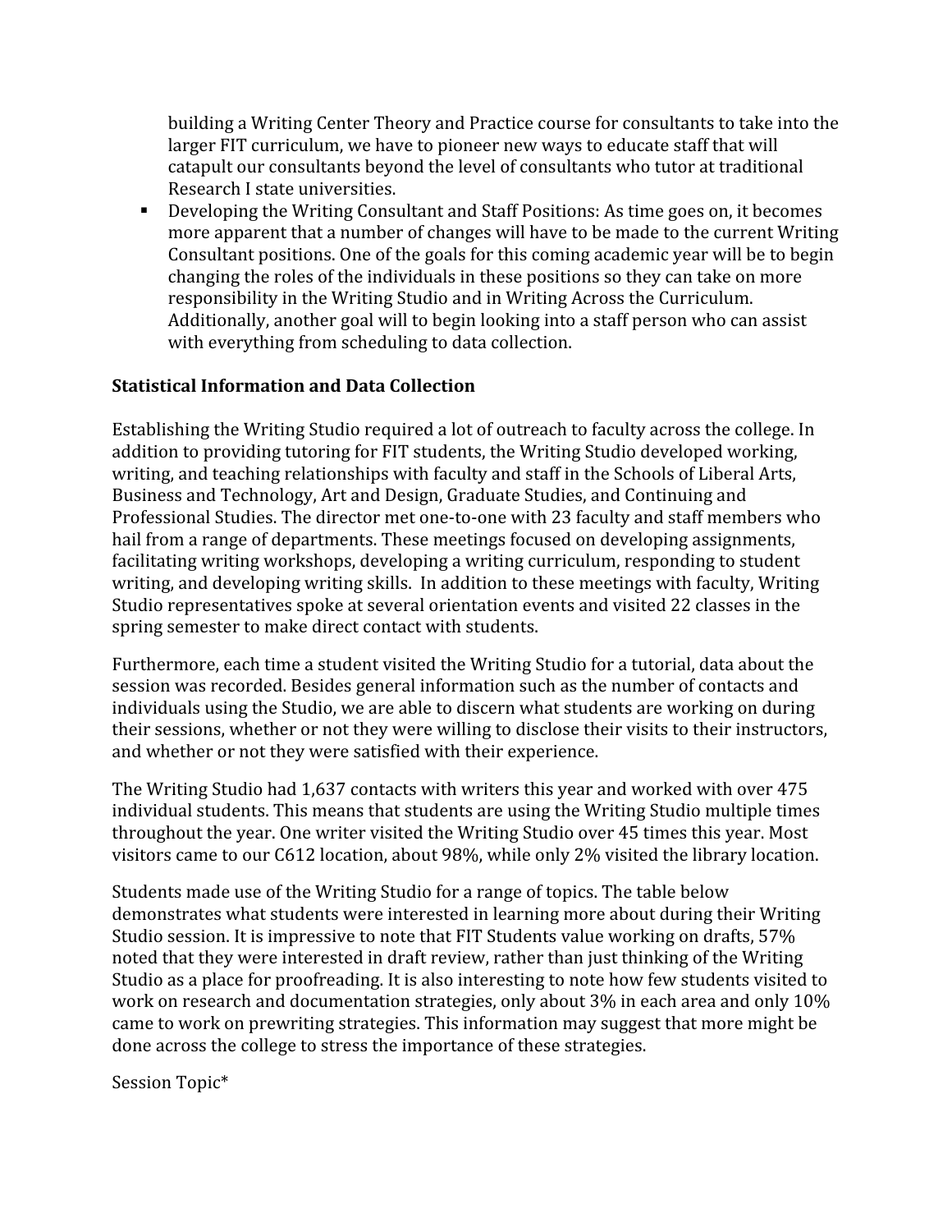building a Writing Center Theory and Practice course for consultants to take into the larger FIT curriculum, we have to pioneer new ways to educate staff that will catapult our consultants beyond the level of consultants who tutor at traditional Research I state universities.

- Developing the Writing Consultant and Staff Positions: As time goes on, it becomes more apparent that a number of changes will have to be made to the current Writing Consultant positions. One of the goals for this coming academic year will be to begin changing the roles of the individuals in these positions so they can take on more responsibility in the Writing Studio and in Writing Across the Curriculum. Additionally, another goal will to begin looking into a staff person who can assist with everything from scheduling to data collection.

**Statistical Information and Data Collection**

Establishing the Writing Studio required a lot of outreach to faculty across the college. In addition to providing tutoring for FIT students, the Writing Studio developed working, writing, and teaching relationships with faculty and staff in the Schools of Liberal Arts, Business and Technology, Art and Design, Graduate Studies, and Continuing and Professional Studies. The director met one-to-one with 23 faculty and staff members who hail from a range of departments. These meetings focused on developing assignments, facilitating writing workshops, developing a writing curriculum, responding to student writing, and developing writing skills. In addition to these meetings with faculty, Writing Studio representatives spoke at several orientation events and visited 22 classes in the spring semester to make direct contact with students.

Furthermore, each time a student visited the Writing Studio for a tutorial, data about the session was recorded. Besides general information such as the number of contacts and individuals using the Studio, we are able to discern what students are working on during their sessions, whether or not they were willing to disclose their visits to their instructors, and whether or not they were satisfied with their experience.

The Writing Studio had 1,637 contacts with writers this year and worked with over 475 individual students. This means that students are using the Writing Studio multiple times throughout the year. One writer visited the Writing Studio over 45 times this year. Most visitors came to our C612 location, about 98%, while only 2% visited the library location.

Students made use of the Writing Studio for a range of topics. The table below demonstrates what students were interested in learning more about during their Writing Studio session. It is impressive to note that FIT Students value working on drafts, 57% noted that they were interested in draft review, rather than just thinking of the Writing Studio as a place for proofreading. It is also interesting to note how few students visited to work on research and documentation strategies, only about 3% in each area and only 10% came to work on prewriting strategies. This information may suggest that more might be done across the college to stress the importance of these strategies.

Session Topic*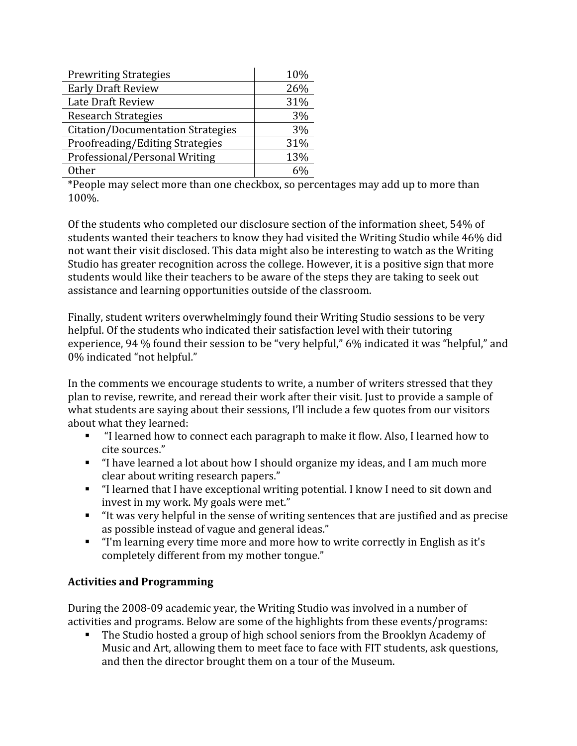| Prewriting Strategies | 10% |
| --- | --- |
| Early Draft Review | 26% |
| Late Draft Review | 31% |
| Research Strategies | 3% |
| Citation/Documentation Strategies | 3% |
| Proofreading/Editing Strategies | 31% |
| Professional/Personal Writing | 13% |
| Other | 6% |

*People may select more than one checkbox, so percentages may add up to more than 100%.

Of the students who completed our disclosure section of the information sheet, 54% of students wanted their teachers to know they had visited the Writing Studio while 46% did not want their visit disclosed. This data might also be interesting to watch as the Writing Studio has greater recognition across the college. However, it is a positive sign that more students would like their teachers to be aware of the steps they are taking to seek out assistance and learning opportunities outside of the classroom.

Finally, student writers overwhelmingly found their Writing Studio sessions to be very helpful. Of the students who indicated their satisfaction level with their tutoring experience, 94 % found their session to be "very helpful," 6% indicated it was "helpful," and 0% indicated "not helpful."

In the comments we encourage students to write, a number of writers stressed that they plan to revise, rewrite, and reread their work after their visit. Just to provide a sample of what students are saying about their sessions, I'll include a few quotes from our visitors about what they learned:

- "I learned how to connect each paragraph to make it flow. Also, I learned how to cite sources."
- "I have learned a lot about how I should organize my ideas, and I am much more clear about writing research papers."
- "I learned that I have exceptional writing potential. I know I need to sit down and invest in my work. My goals were met."
- "It was very helpful in the sense of writing sentences that are justified and as precise as possible instead of vague and general ideas."
- "I'm learning every time more and more how to write correctly in English as it's completely different from my mother tongue."

**Activities and Programming**

During the 2008-09 academic year, the Writing Studio was involved in a number of activities and programs. Below are some of the highlights from these events/programs:

- The Studio hosted a group of high school seniors from the Brooklyn Academy of Music and Art, allowing them to meet face to face with FIT students, ask questions, and then the director brought them on a tour of the Museum.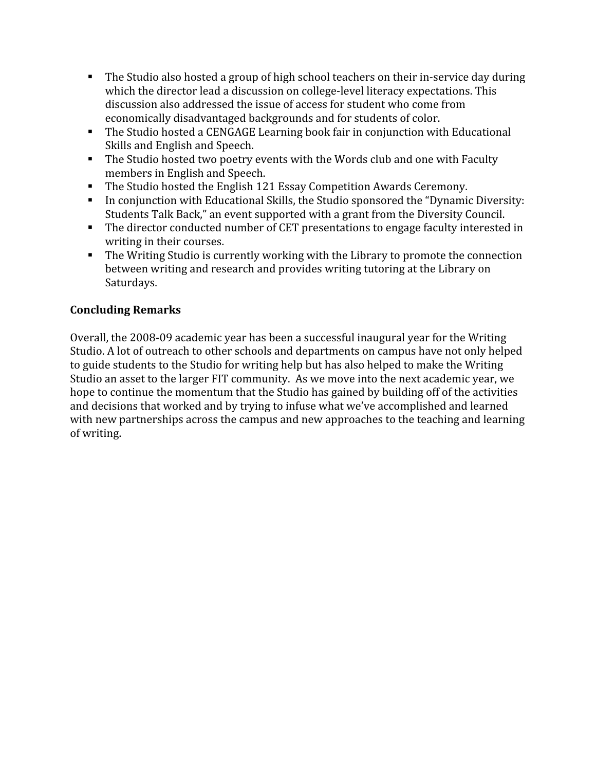- The Studio also hosted a group of high school teachers on their in-service day during which the director lead a discussion on college-level literacy expectations. This discussion also addressed the issue of access for student who come from economically disadvantaged backgrounds and for students of color.
- The Studio hosted a CENGAGE Learning book fair in conjunction with Educational Skills and English and Speech.
- The Studio hosted two poetry events with the Words club and one with Faculty members in English and Speech.
- The Studio hosted the English 121 Essay Competition Awards Ceremony.
- In conjunction with Educational Skills, the Studio sponsored the "Dynamic Diversity: Students Talk Back," an event supported with a grant from the Diversity Council.
- The director conducted number of CET presentations to engage faculty interested in writing in their courses.
- The Writing Studio is currently working with the Library to promote the connection between writing and research and provides writing tutoring at the Library on Saturdays.

**Concluding Remarks**

Overall, the 2008-09 academic year has been a successful inaugural year for the Writing Studio. A lot of outreach to other schools and departments on campus have not only helped to guide students to the Studio for writing help but has also helped to make the Writing Studio an asset to the larger FIT community. As we move into the next academic year, we hope to continue the momentum that the Studio has gained by building off of the activities and decisions that worked and by trying to infuse what we've accomplished and learned with new partnerships across the campus and new approaches to the teaching and learning of writing.